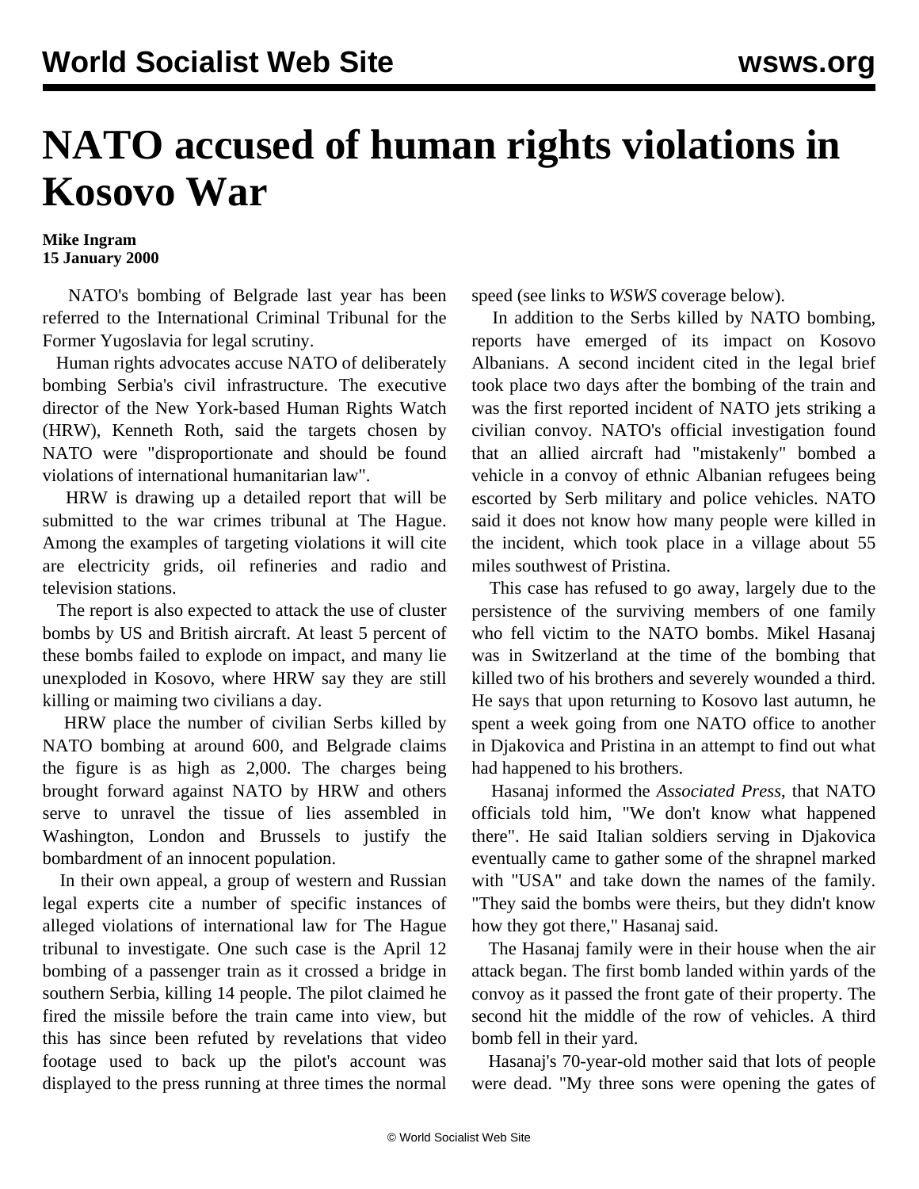# NATO accused of human rights violations in Kosovo War

**Mike Ingram**
**15 January 2000**

NATO's bombing of Belgrade last year has been referred to the International Criminal Tribunal for the Former Yugoslavia for legal scrutiny.

Human rights advocates accuse NATO of deliberately bombing Serbia's civil infrastructure. The executive director of the New York-based Human Rights Watch (HRW), Kenneth Roth, said the targets chosen by NATO were "disproportionate and should be found violations of international humanitarian law".

HRW is drawing up a detailed report that will be submitted to the war crimes tribunal at The Hague. Among the examples of targeting violations it will cite are electricity grids, oil refineries and radio and television stations.

The report is also expected to attack the use of cluster bombs by US and British aircraft. At least 5 percent of these bombs failed to explode on impact, and many lie unexploded in Kosovo, where HRW say they are still killing or maiming two civilians a day.

HRW place the number of civilian Serbs killed by NATO bombing at around 600, and Belgrade claims the figure is as high as 2,000. The charges being brought forward against NATO by HRW and others serve to unravel the tissue of lies assembled in Washington, London and Brussels to justify the bombardment of an innocent population.

In their own appeal, a group of western and Russian legal experts cite a number of specific instances of alleged violations of international law for The Hague tribunal to investigate. One such case is the April 12 bombing of a passenger train as it crossed a bridge in southern Serbia, killing 14 people. The pilot claimed he fired the missile before the train came into view, but this has since been refuted by revelations that video footage used to back up the pilot's account was displayed to the press running at three times the normal speed (see links to *WSWS* coverage below).

In addition to the Serbs killed by NATO bombing, reports have emerged of its impact on Kosovo Albanians. A second incident cited in the legal brief took place two days after the bombing of the train and was the first reported incident of NATO jets striking a civilian convoy. NATO's official investigation found that an allied aircraft had "mistakenly" bombed a vehicle in a convoy of ethnic Albanian refugees being escorted by Serb military and police vehicles. NATO said it does not know how many people were killed in the incident, which took place in a village about 55 miles southwest of Pristina.

This case has refused to go away, largely due to the persistence of the surviving members of one family who fell victim to the NATO bombs. Mikel Hasanaj was in Switzerland at the time of the bombing that killed two of his brothers and severely wounded a third. He says that upon returning to Kosovo last autumn, he spent a week going from one NATO office to another in Djakovica and Pristina in an attempt to find out what had happened to his brothers.

Hasanaj informed the *Associated Press*, that NATO officials told him, "We don't know what happened there". He said Italian soldiers serving in Djakovica eventually came to gather some of the shrapnel marked with "USA" and take down the names of the family. "They said the bombs were theirs, but they didn't know how they got there," Hasanaj said.

The Hasanaj family were in their house when the air attack began. The first bomb landed within yards of the convoy as it passed the front gate of their property. The second hit the middle of the row of vehicles. A third bomb fell in their yard.

Hasanaj's 70-year-old mother said that lots of people were dead. "My three sons were opening the gates of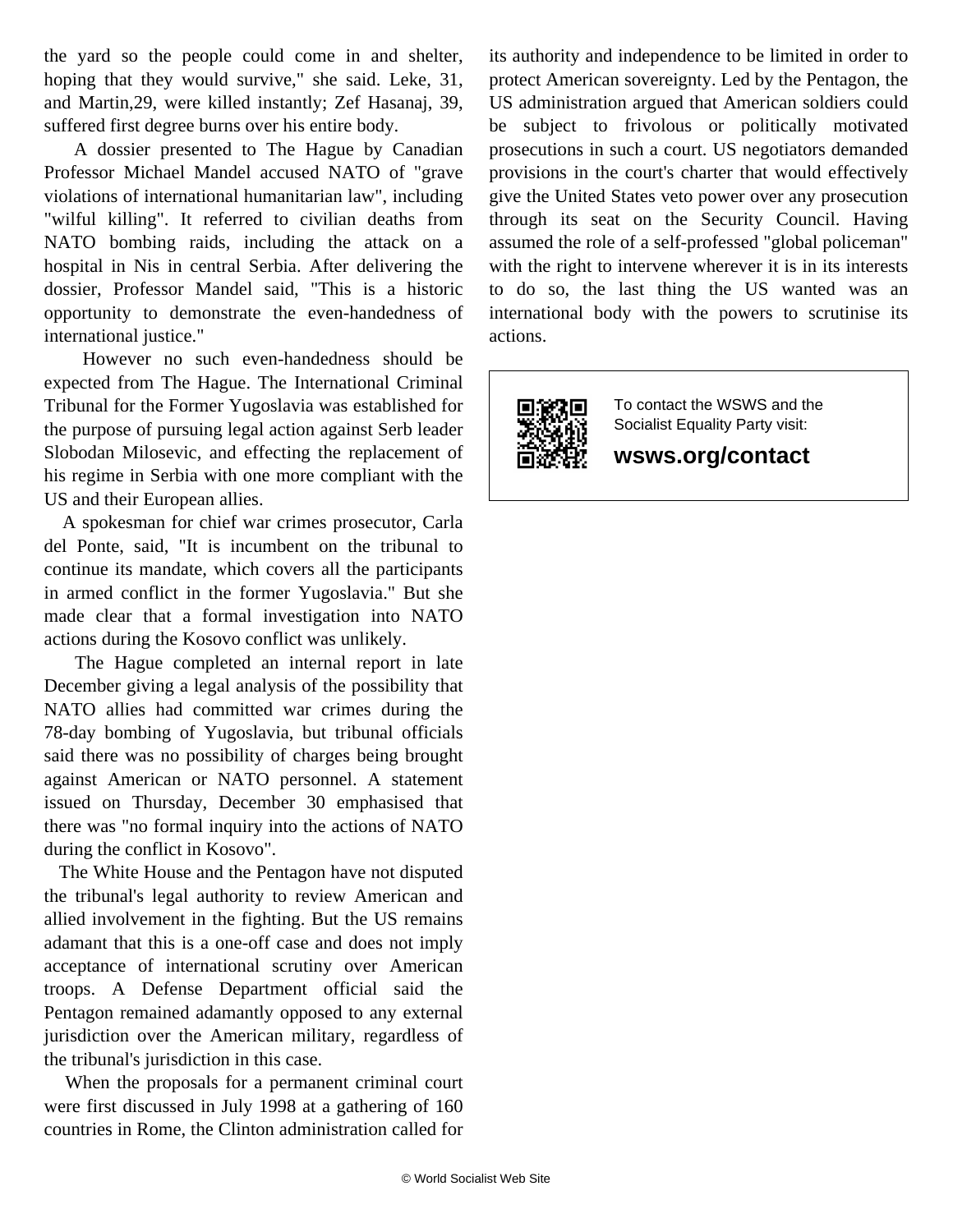the yard so the people could come in and shelter, hoping that they would survive," she said. Leke, 31, and Martin,29, were killed instantly; Zef Hasanaj, 39, suffered first degree burns over his entire body.

A dossier presented to The Hague by Canadian Professor Michael Mandel accused NATO of "grave violations of international humanitarian law", including "wilful killing". It referred to civilian deaths from NATO bombing raids, including the attack on a hospital in Nis in central Serbia. After delivering the dossier, Professor Mandel said, "This is a historic opportunity to demonstrate the even-handedness of international justice."

However no such even-handedness should be expected from The Hague. The International Criminal Tribunal for the Former Yugoslavia was established for the purpose of pursuing legal action against Serb leader Slobodan Milosevic, and effecting the replacement of his regime in Serbia with one more compliant with the US and their European allies.

A spokesman for chief war crimes prosecutor, Carla del Ponte, said, "It is incumbent on the tribunal to continue its mandate, which covers all the participants in armed conflict in the former Yugoslavia." But she made clear that a formal investigation into NATO actions during the Kosovo conflict was unlikely.

The Hague completed an internal report in late December giving a legal analysis of the possibility that NATO allies had committed war crimes during the 78-day bombing of Yugoslavia, but tribunal officials said there was no possibility of charges being brought against American or NATO personnel. A statement issued on Thursday, December 30 emphasised that there was "no formal inquiry into the actions of NATO during the conflict in Kosovo".

The White House and the Pentagon have not disputed the tribunal's legal authority to review American and allied involvement in the fighting. But the US remains adamant that this is a one-off case and does not imply acceptance of international scrutiny over American troops. A Defense Department official said the Pentagon remained adamantly opposed to any external jurisdiction over the American military, regardless of the tribunal's jurisdiction in this case.

When the proposals for a permanent criminal court were first discussed in July 1998 at a gathering of 160 countries in Rome, the Clinton administration called for its authority and independence to be limited in order to protect American sovereignty. Led by the Pentagon, the US administration argued that American soldiers could be subject to frivolous or politically motivated prosecutions in such a court. US negotiators demanded provisions in the court's charter that would effectively give the United States veto power over any prosecution through its seat on the Security Council. Having assumed the role of a self-professed "global policeman" with the right to intervene wherever it is in its interests to do so, the last thing the US wanted was an international body with the powers to scrutinise its actions.

To contact the WSWS and the Socialist Equality Party visit:

**wsws.org/contact**